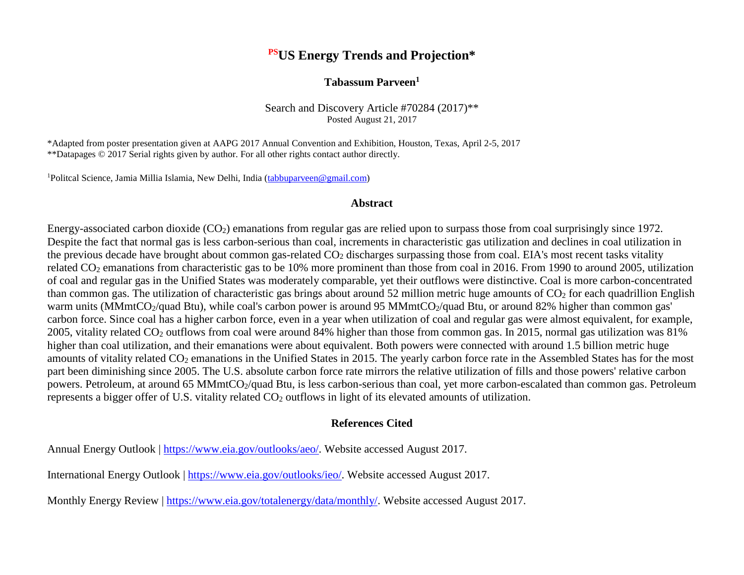# [PS]US Energy Trends and Projection*

**Tabassum Parveen[1]**

Search and Discovery Article #70284 (2017)**
Posted August 21, 2017

*Adapted from poster presentation given at AAPG 2017 Annual Convention and Exhibition, Houston, Texas, April 2-5, 2017
**Datapages © 2017 Serial rights given by author. For all other rights contact author directly.

[1]Politcal Science, Jamia Millia Islamia, New Delhi, India (tabbuparveen@gmail.com)

## Abstract

Energy-associated carbon dioxide ($CO_2$) emanations from regular gas are relied upon to surpass those from coal surprisingly since 1972. Despite the fact that normal gas is less carbon-serious than coal, increments in characteristic gas utilization and declines in coal utilization in the previous decade have brought about common gas-related $CO_2$ discharges surpassing those from coal. EIA's most recent tasks vitality related $CO_2$ emanations from characteristic gas to be 10% more prominent than those from coal in 2016. From 1990 to around 2005, utilization of coal and regular gas in the Unified States was moderately comparable, yet their outflows were distinctive. Coal is more carbon-concentrated than common gas. The utilization of characteristic gas brings about around 52 million metric huge amounts of $CO_2$ for each quadrillion English warm units ($MMmtCO_2$/quad Btu), while coal's carbon power is around 95 $MMmtCO_2$/quad Btu, or around 82% higher than common gas' carbon force. Since coal has a higher carbon force, even in a year when utilization of coal and regular gas were almost equivalent, for example, 2005, vitality related $CO_2$ outflows from coal were around 84% higher than those from common gas. In 2015, normal gas utilization was 81% higher than coal utilization, and their emanations were about equivalent. Both powers were connected with around 1.5 billion metric huge amounts of vitality related $CO_2$ emanations in the Unified States in 2015. The yearly carbon force rate in the Assembled States has for the most part been diminishing since 2005. The U.S. absolute carbon force rate mirrors the relative utilization of fills and those powers' relative carbon powers. Petroleum, at around 65 $MMmtCO_2$/quad Btu, is less carbon-serious than coal, yet more carbon-escalated than common gas. Petroleum represents a bigger offer of U.S. vitality related $CO_2$ outflows in light of its elevated amounts of utilization.

## References Cited

Annual Energy Outlook | https://www.eia.gov/outlooks/aeo/. Website accessed August 2017.

International Energy Outlook | https://www.eia.gov/outlooks/ieo/. Website accessed August 2017.

Monthly Energy Review | https://www.eia.gov/totalenergy/data/monthly/. Website accessed August 2017.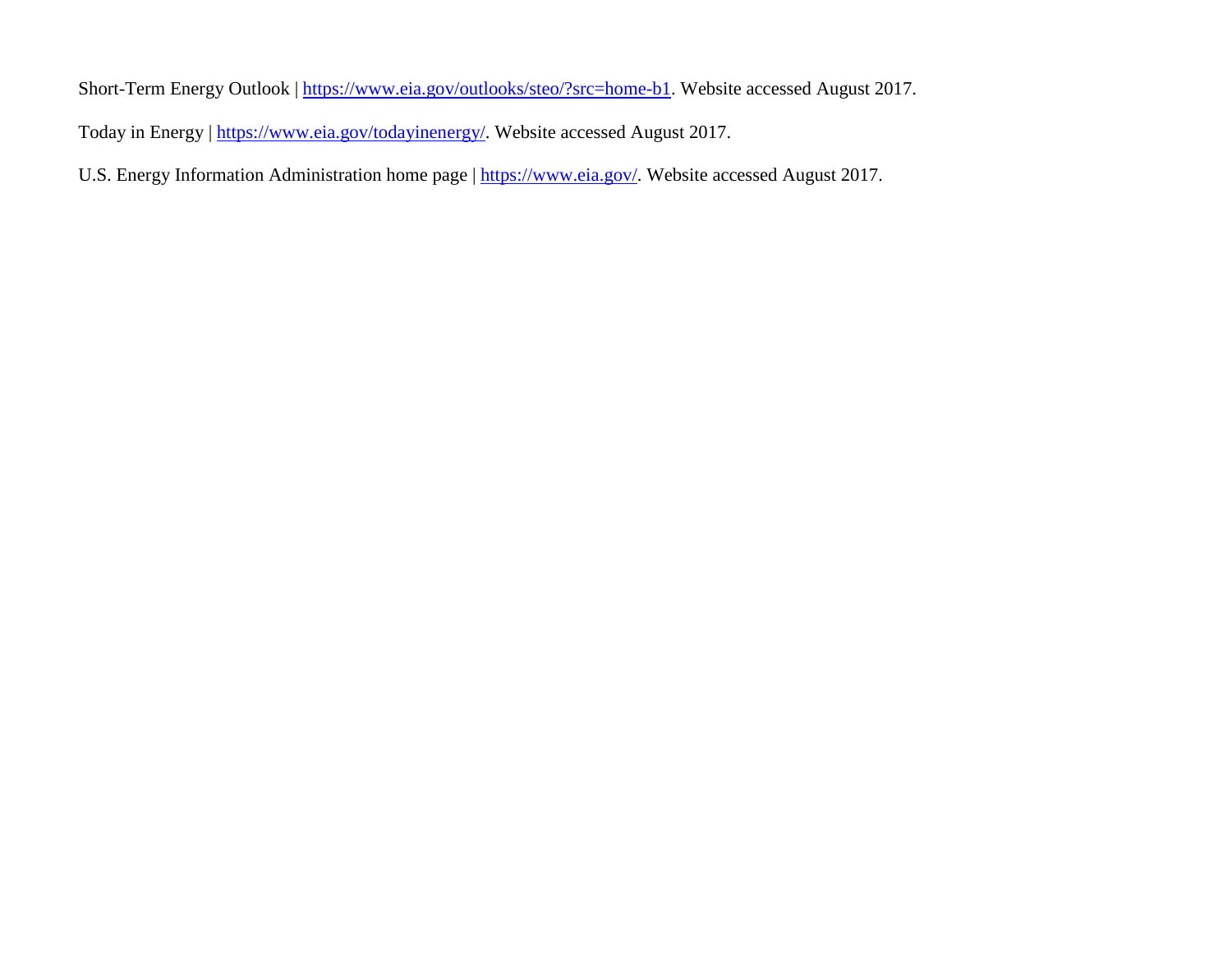Short-Term Energy Outlook | https://www.eia.gov/outlooks/steo/?src=home-b1. Website accessed August 2017.

Today in Energy | https://www.eia.gov/todayinenergy/. Website accessed August 2017.

U.S. Energy Information Administration home page | https://www.eia.gov/. Website accessed August 2017.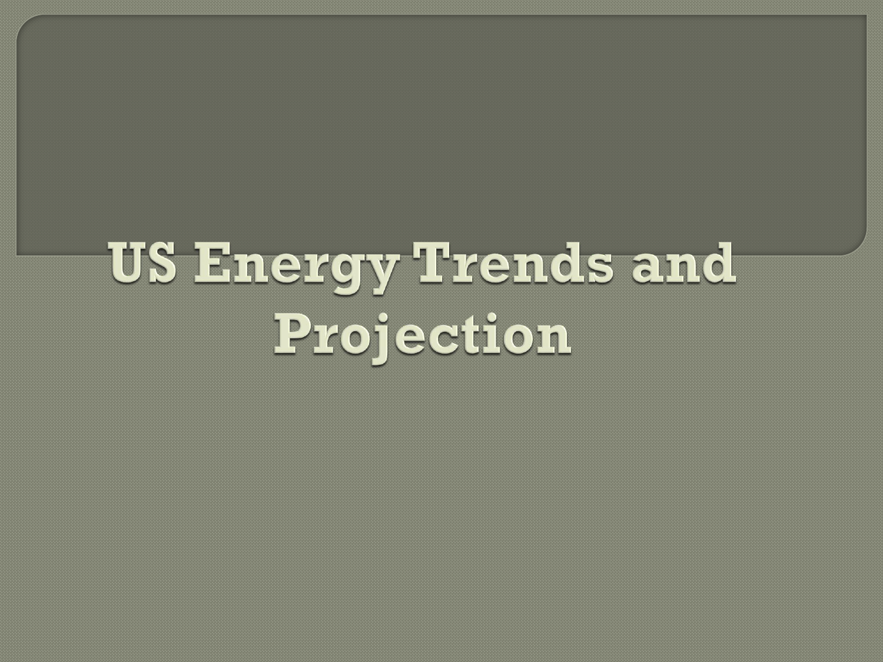# US Energy Trends and Projection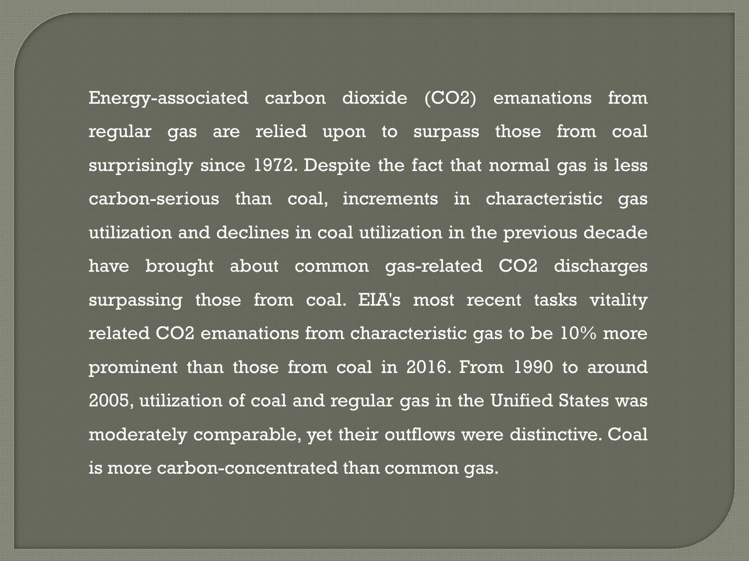Energy-associated carbon dioxide ($CO_2$) emanations from regular gas are relied upon to surpass those from coal surprisingly since 1972. Despite the fact that normal gas is less carbon-serious than coal, increments in characteristic gas utilization and declines in coal utilization in the previous decade have brought about common gas-related $CO_2$ discharges surpassing those from coal. EIA's most recent tasks vitality related $CO_2$ emanations from characteristic gas to be 10% more prominent than those from coal in 2016. From 1990 to around 2005, utilization of coal and regular gas in the Unified States was moderately comparable, yet their outflows were distinctive. Coal is more carbon-concentrated than common gas.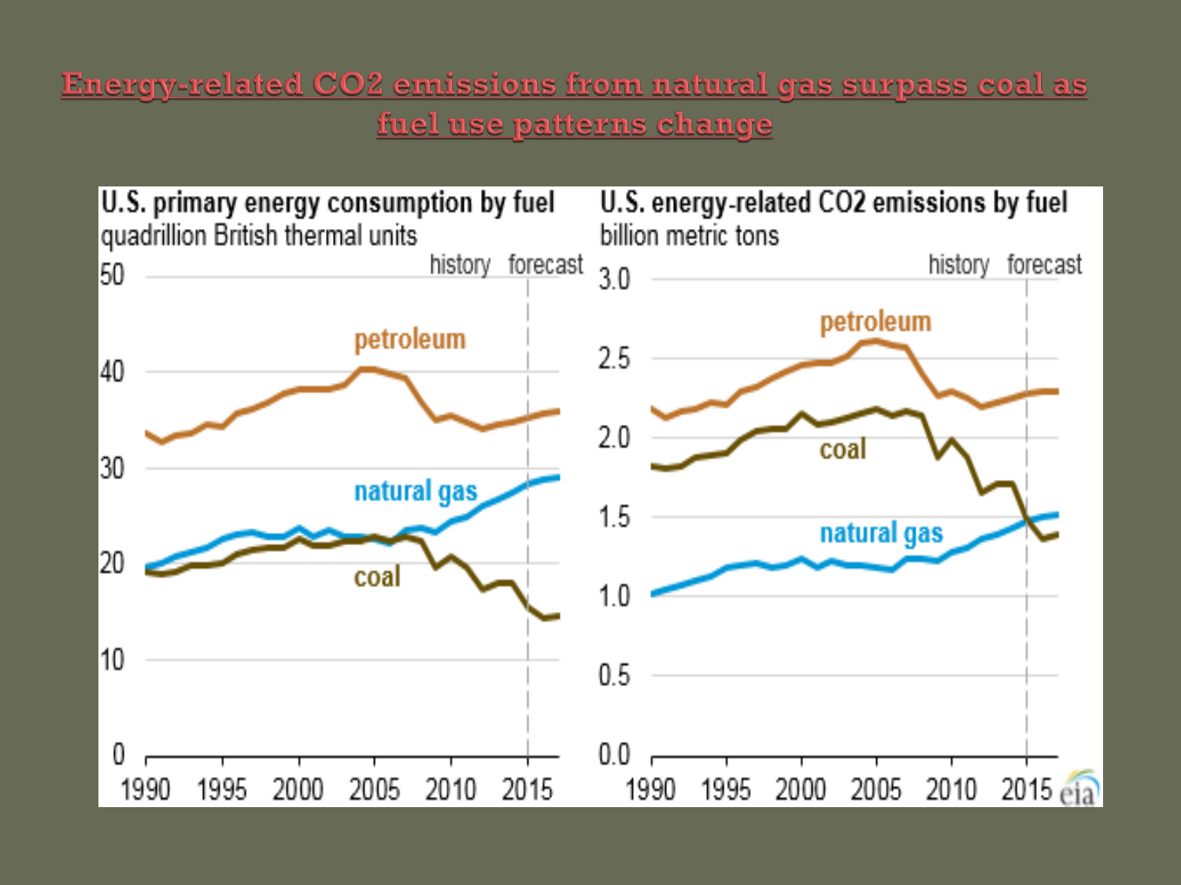# Energy-related $CO_2$ emissions from natural gas surpass coal as fuel use patterns change

**U.S. primary energy consumption by fuel**
quadrillion British thermal units

history forecast

50, 40, 30, 20, 10, 0

petroleum, natural gas, coal

1990 1995 2000 2005 2010 2015

**U.S. energy-related CO2 emissions by fuel**
billion metric tons

history forecast

3.0, 2.5, 2.0, 1.5, 1.0, 0.5, 0.0

petroleum, coal, natural gas

1990 1995 2000 2005 2010 2015

eia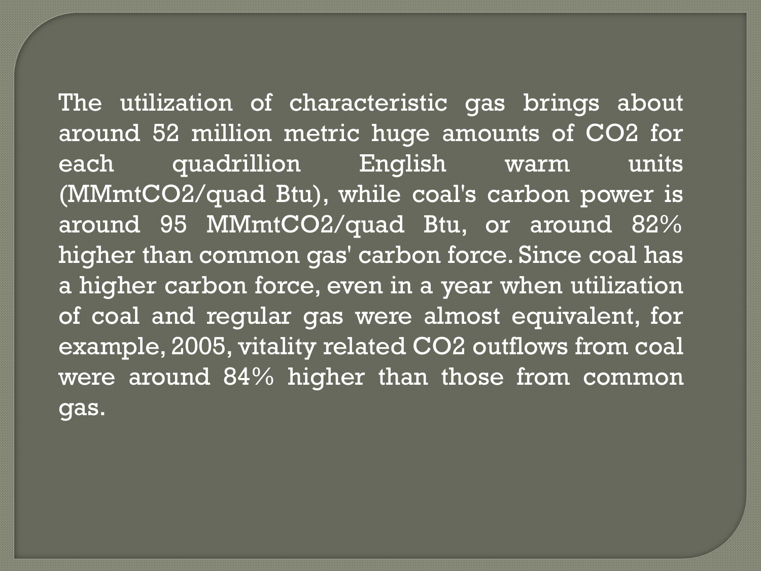The utilization of characteristic gas brings about around 52 million metric huge amounts of $CO_2$ for each quadrillion English warm units (MMmt$CO_2$/quad Btu), while coal's carbon power is around 95 MMmt$CO_2$/quad Btu, or around 82% higher than common gas' carbon force. Since coal has a higher carbon force, even in a year when utilization of coal and regular gas were almost equivalent, for example, 2005, vitality related $CO_2$ outflows from coal were around 84% higher than those from common gas.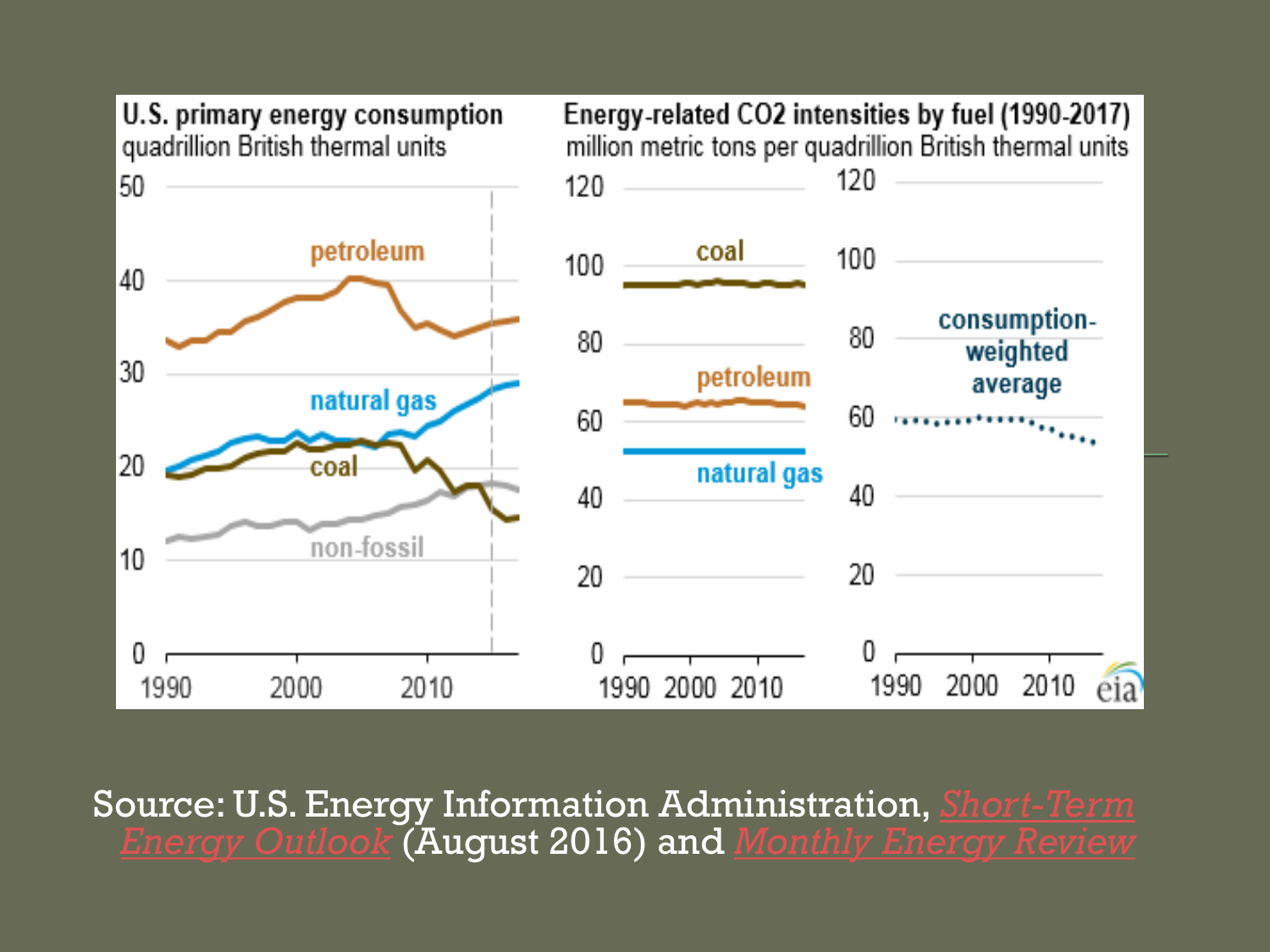**U.S. primary energy consumption**
quadrillion British thermal units

**Energy-related CO2 intensities by fuel (1990-2017)**
million metric tons per quadrillion British thermal units

Source: U.S. Energy Information Administration, *Short-Term Energy Outlook* (August 2016) and *Monthly Energy Review*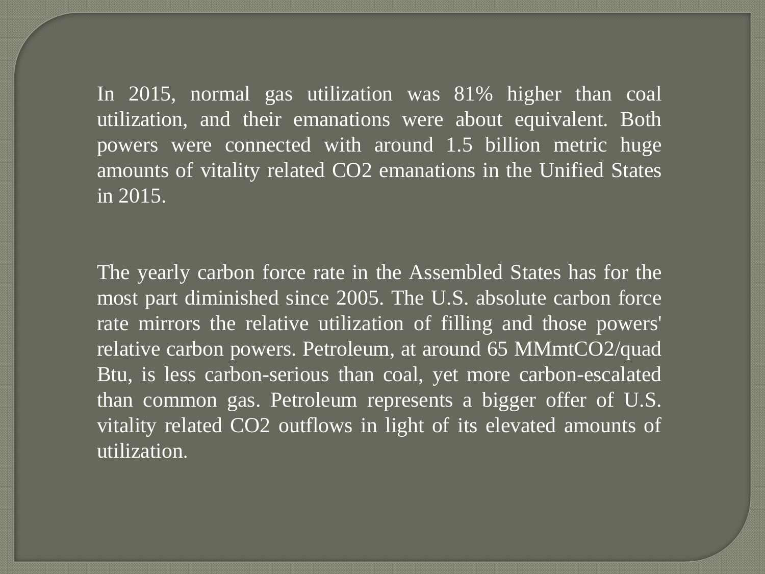In 2015, normal gas utilization was 81% higher than coal utilization, and their emanations were about equivalent. Both powers were connected with around 1.5 billion metric huge amounts of vitality related $CO_2$ emanations in the Unified States in 2015.

The yearly carbon force rate in the Assembled States has for the most part diminished since 2005. The U.S. absolute carbon force rate mirrors the relative utilization of filling and those powers' relative carbon powers. Petroleum, at around 65 MMmt$CO_2$/quad Btu, is less carbon-serious than coal, yet more carbon-escalated than common gas. Petroleum represents a bigger offer of U.S. vitality related $CO_2$ outflows in light of its elevated amounts of utilization.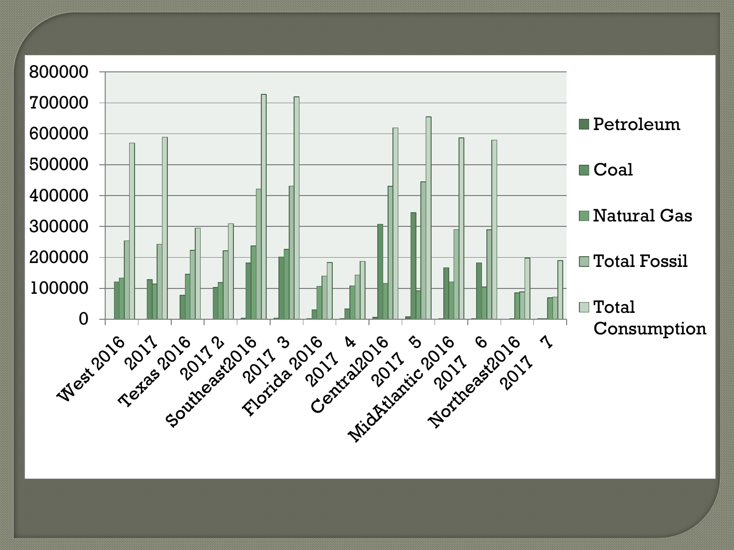800000
700000
600000
500000
400000
300000
200000
100000
0

West 2016, 2017, Texas 2016, 2017 2, Southeast2016, 2017 3, Florida 2016, 2017 4, Central2016, 2017 5, MidAtlantic 2016, 2017 6, Northeast2016, 2017 7

- Petroleum
- Coal
- Natural Gas
- Total Fossil
- Total Consumption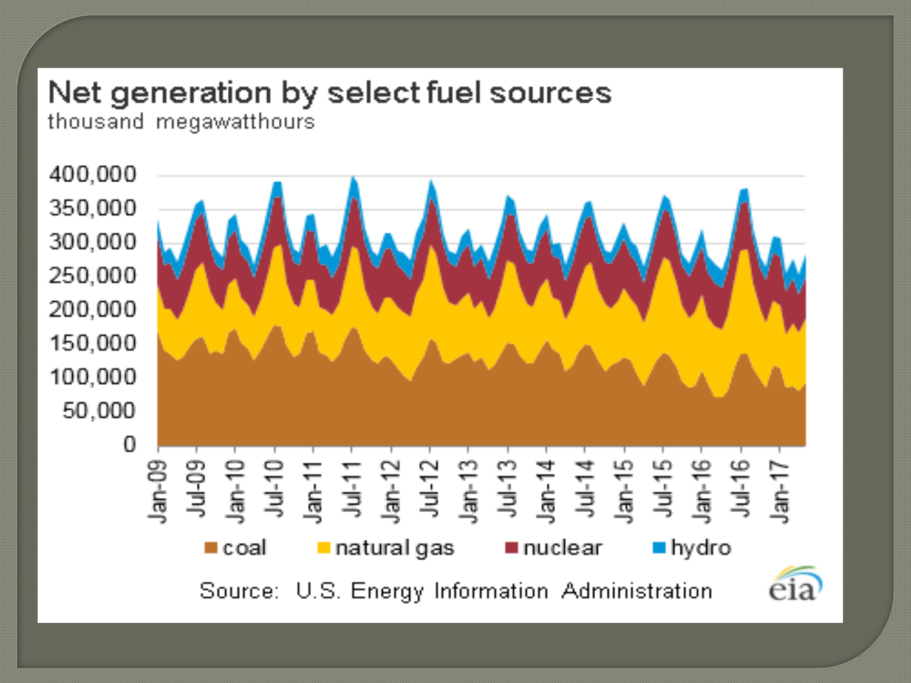# Net generation by select fuel sources

thousand megawatthours

Source: U.S. Energy Information Administration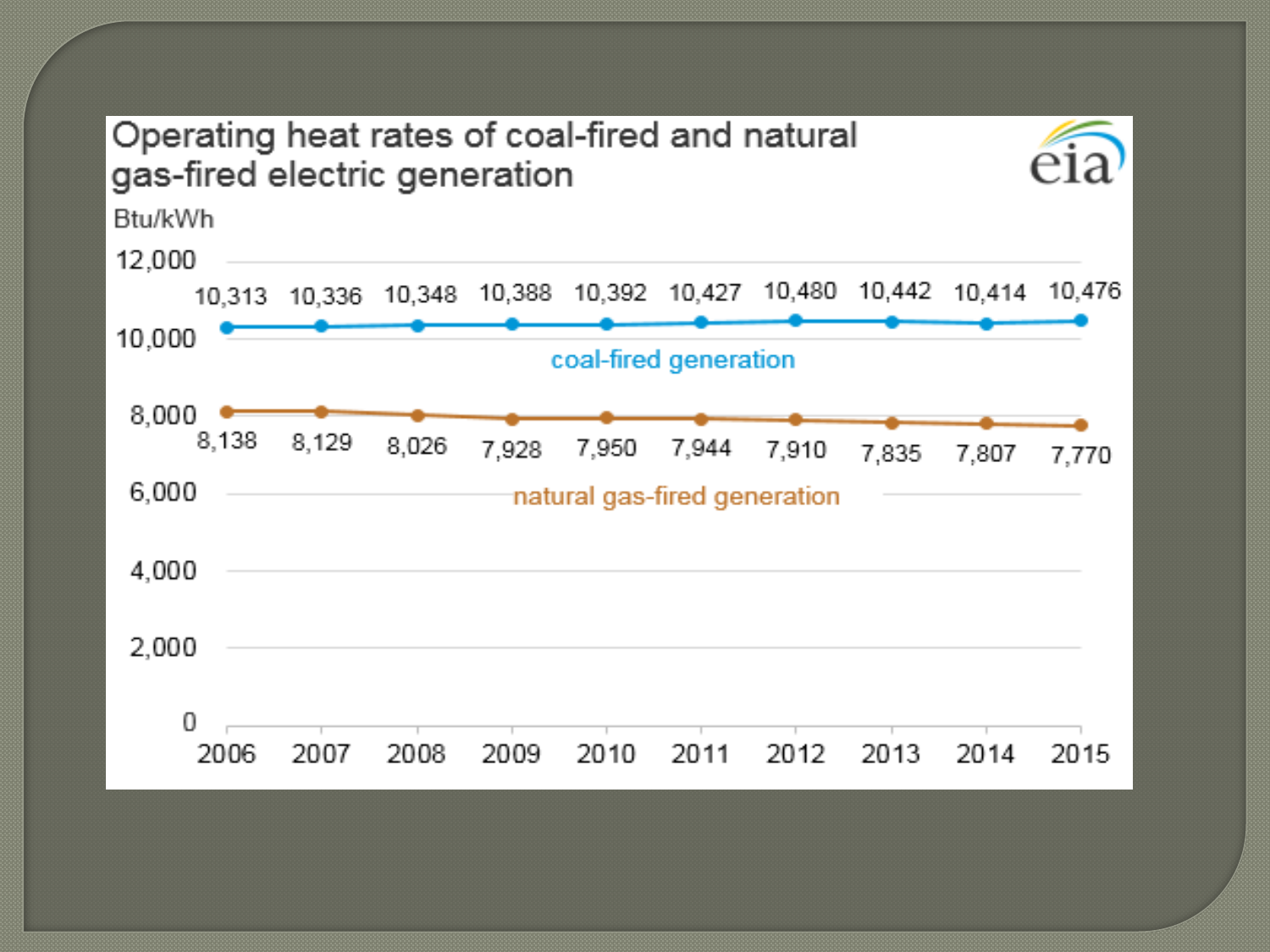## Operating heat rates of coal-fired and natural gas-fired electric generation

Btu/kWh

| Year | Coal-fired generation | Natural gas-fired generation |
|---|---|---|
| 2006 | 10,313 | 8,138 |
| 2007 | 10,336 | 8,129 |
| 2008 | 10,348 | 8,026 |
| 2009 | 10,388 | 7,928 |
| 2010 | 10,392 | 7,950 |
| 2011 | 10,427 | 7,944 |
| 2012 | 10,480 | 7,910 |
| 2013 | 10,442 | 7,835 |
| 2014 | 10,414 | 7,807 |
| 2015 | 10,476 | 7,770 |

eia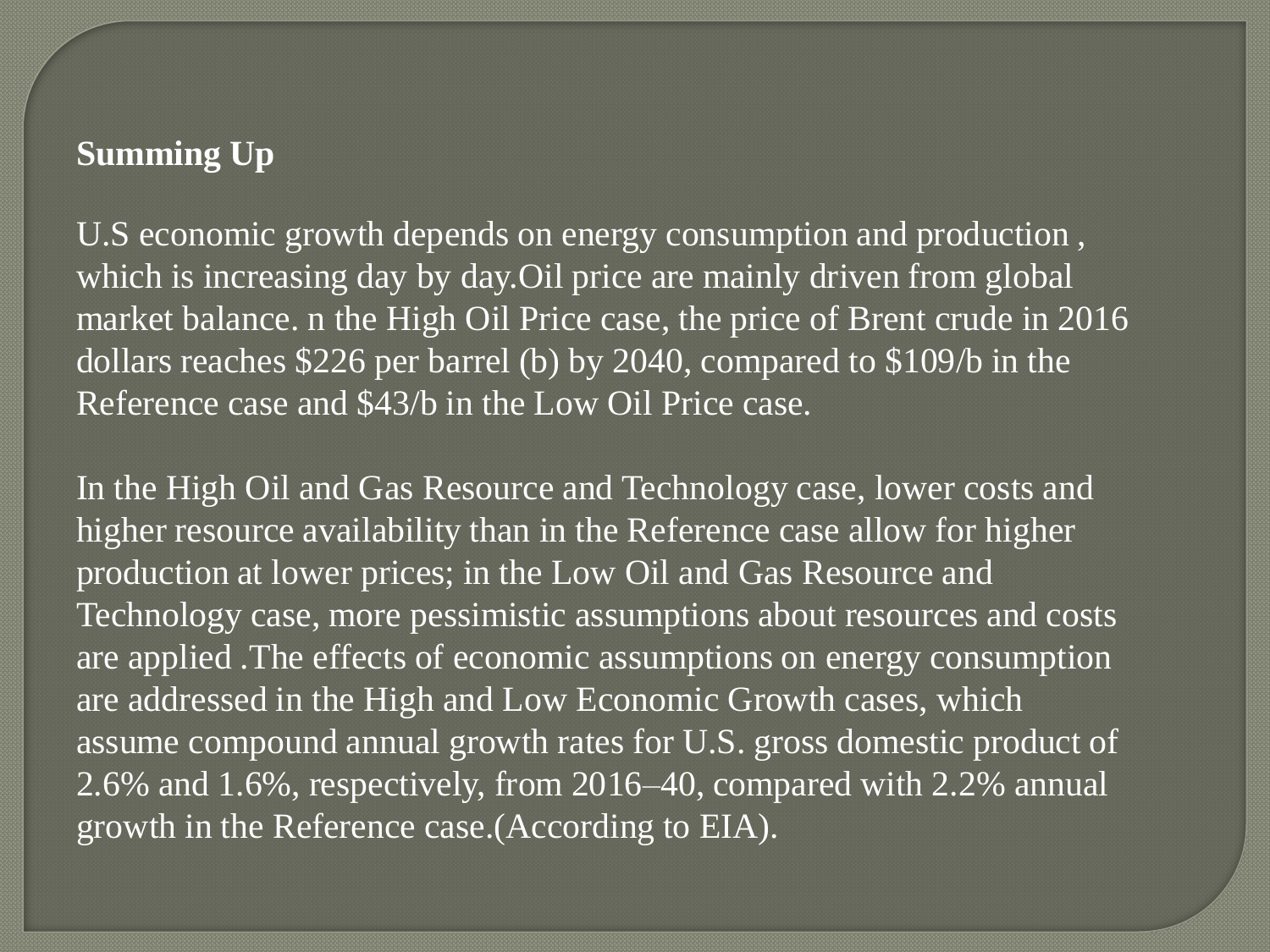**Summing Up**

U.S economic growth depends on energy consumption and production , which is increasing day by day.Oil price are mainly driven from global market balance. n the High Oil Price case, the price of Brent crude in 2016 dollars reaches $226 per barrel (b) by 2040, compared to $109/b in the Reference case and $43/b in the Low Oil Price case.

In the High Oil and Gas Resource and Technology case, lower costs and higher resource availability than in the Reference case allow for higher production at lower prices; in the Low Oil and Gas Resource and Technology case, more pessimistic assumptions about resources and costs are applied .The effects of economic assumptions on energy consumption are addressed in the High and Low Economic Growth cases, which assume compound annual growth rates for U.S. gross domestic product of 2.6% and 1.6%, respectively, from 2016–40, compared with 2.2% annual growth in the Reference case.(According to EIA).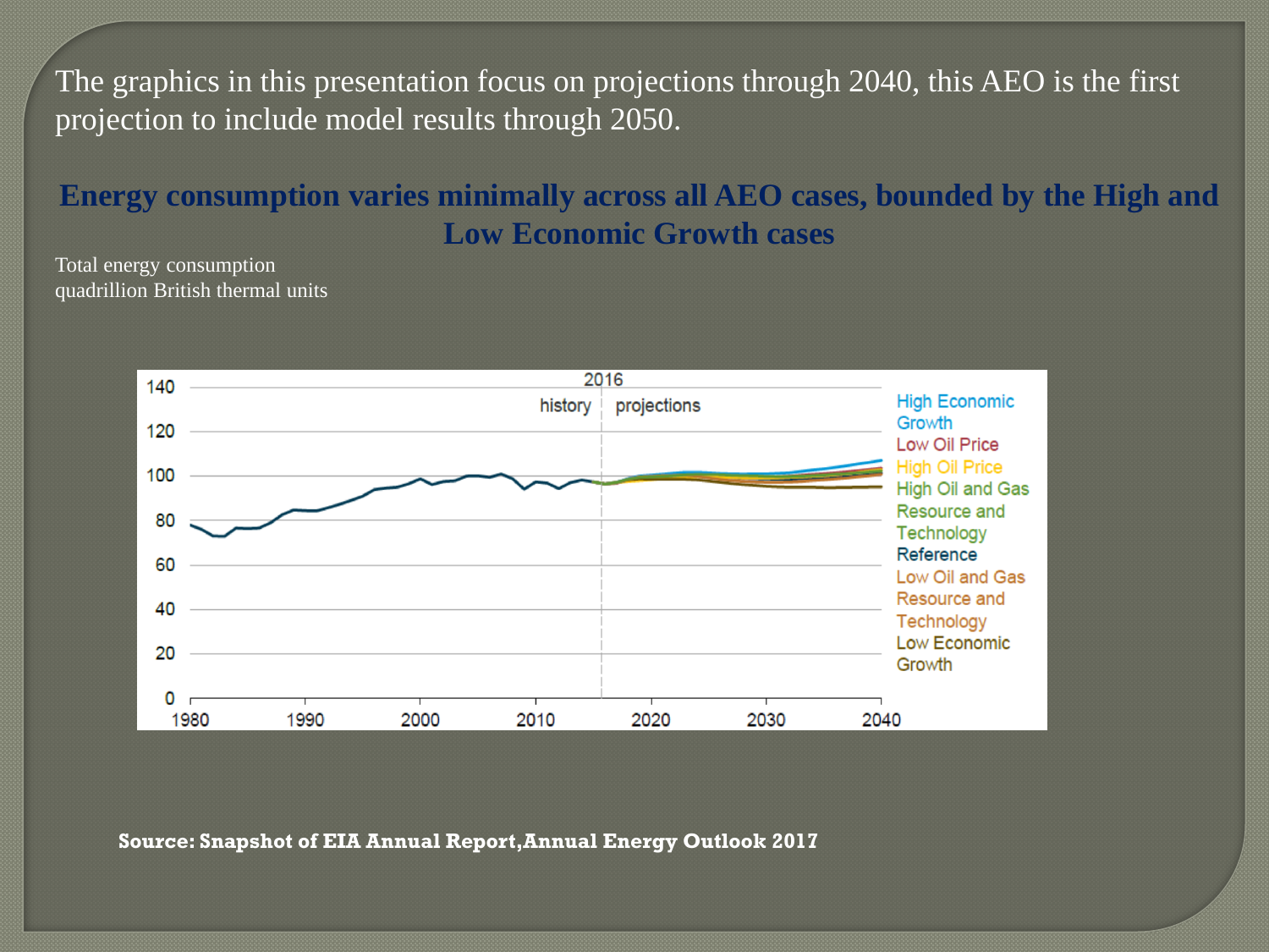The graphics in this presentation focus on projections through 2040, this AEO is the first projection to include model results through 2050.

## Energy consumption varies minimally across all AEO cases, bounded by the High and Low Economic Growth cases

Total energy consumption
quadrillion British thermal units

**Source: Snapshot of EIA Annual Report,Annual Energy Outlook 2017**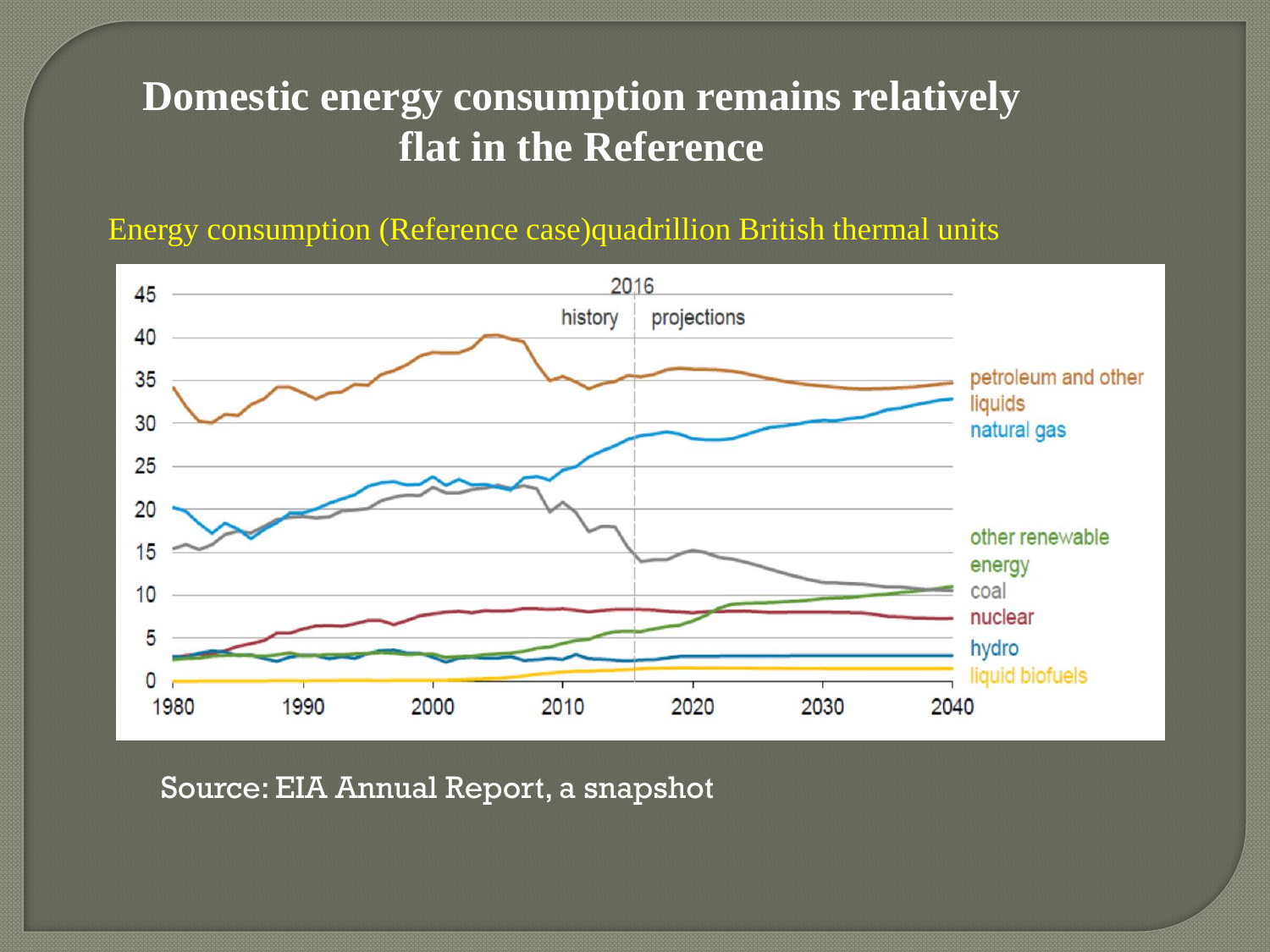# Domestic energy consumption remains relatively flat in the Reference

Energy consumption (Reference case)quadrillion British thermal units

Source: EIA Annual Report, a snapshot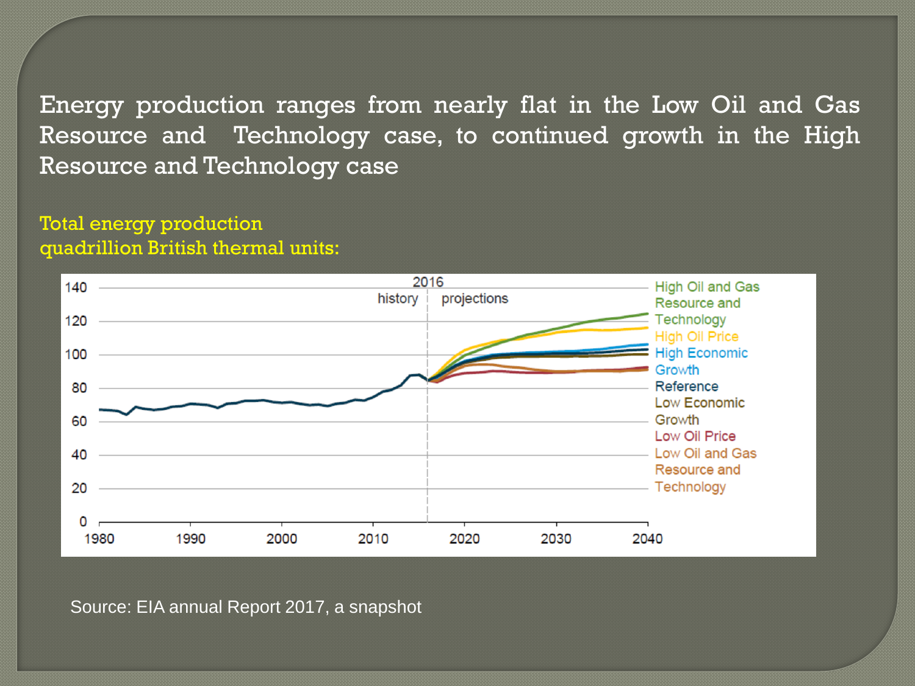# Energy production ranges from nearly flat in the Low Oil and Gas Resource and Technology case, to continued growth in the High Resource and Technology case

Total energy production
quadrillion British thermal units:

Source: EIA annual Report 2017, a snapshot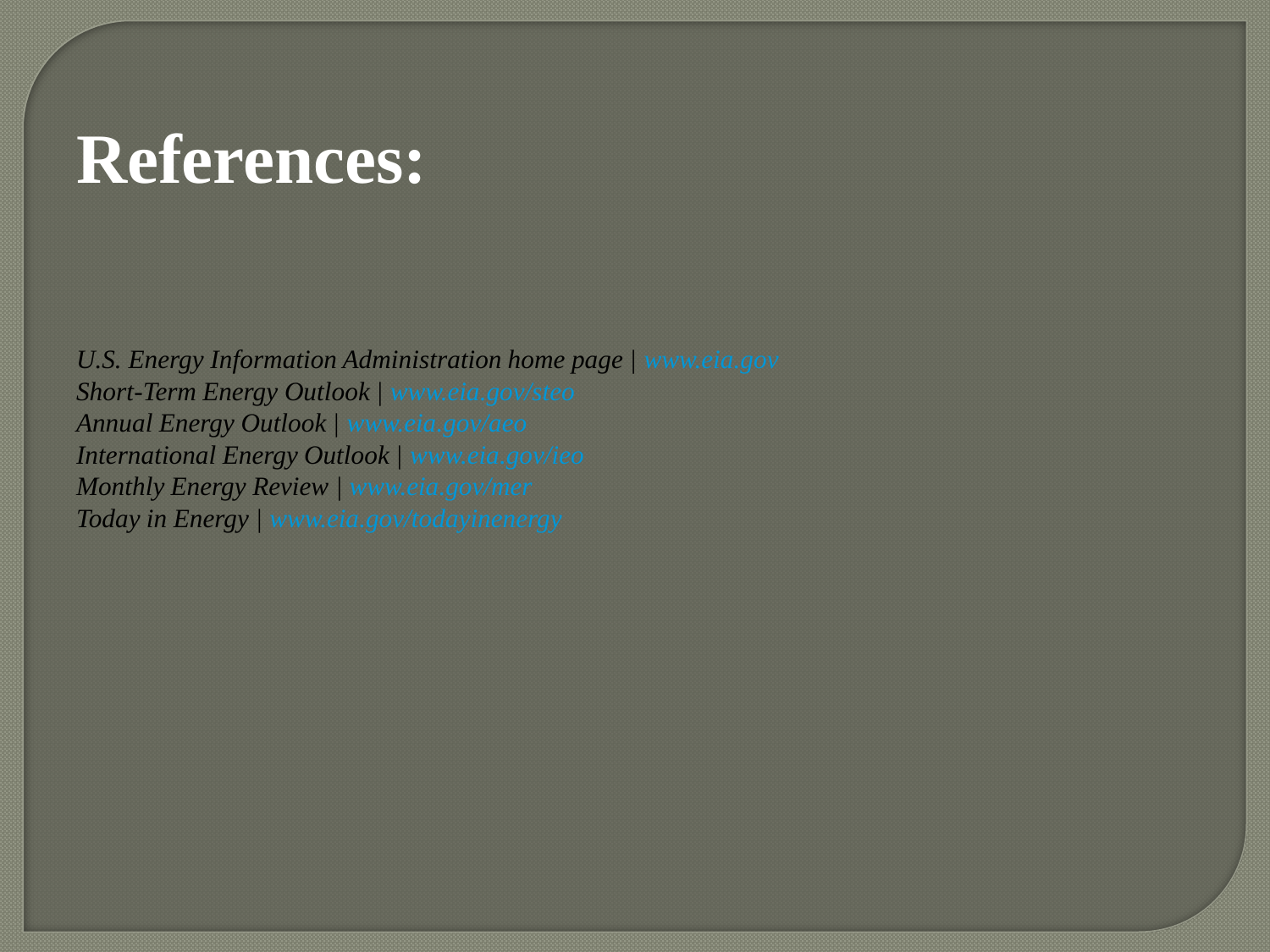# References:

*U.S. Energy Information Administration home page | www.eia.gov*
*Short-Term Energy Outlook | www.eia.gov/steo*
*Annual Energy Outlook | www.eia.gov/aeo*
*International Energy Outlook | www.eia.gov/ieo*
*Monthly Energy Review | www.eia.gov/mer*
*Today in Energy | www.eia.gov/todayinenergy*